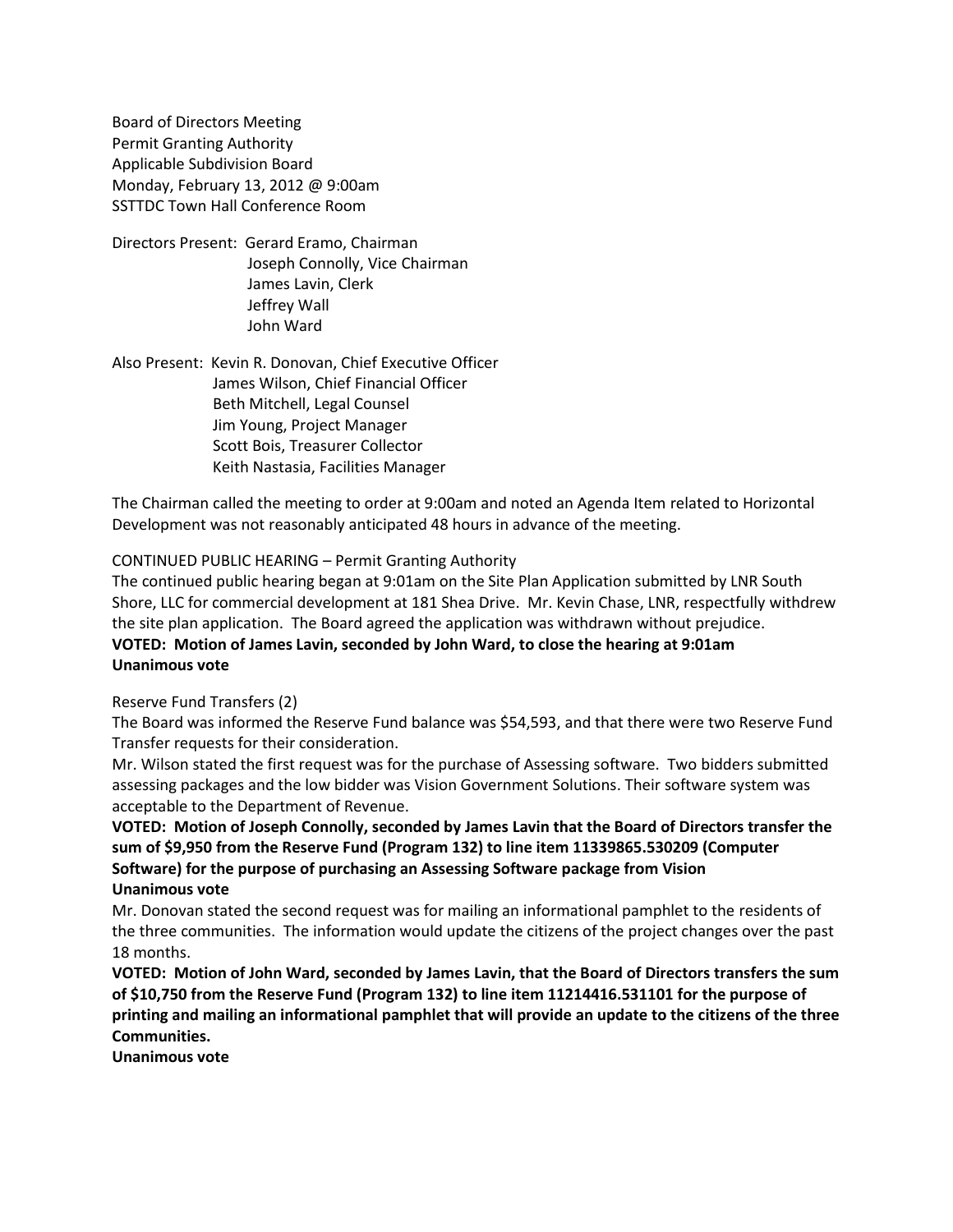Board of Directors Meeting
Permit Granting Authority
Applicable Subdivision Board
Monday, February 13, 2012 @ 9:00am
SSTTDC Town Hall Conference Room

Directors Present: Gerard Eramo, Chairman
Joseph Connolly, Vice Chairman
James Lavin, Clerk
Jeffrey Wall
John Ward

Also Present: Kevin R. Donovan, Chief Executive Officer
James Wilson, Chief Financial Officer
Beth Mitchell, Legal Counsel
Jim Young, Project Manager
Scott Bois, Treasurer Collector
Keith Nastasia, Facilities Manager

The Chairman called the meeting to order at 9:00am and noted an Agenda Item related to Horizontal Development was not reasonably anticipated 48 hours in advance of the meeting.

CONTINUED PUBLIC HEARING – Permit Granting Authority

The continued public hearing began at 9:01am on the Site Plan Application submitted by LNR South Shore, LLC for commercial development at 181 Shea Drive. Mr. Kevin Chase, LNR, respectfully withdrew the site plan application. The Board agreed the application was withdrawn without prejudice.

**VOTED: Motion of James Lavin, seconded by John Ward, to close the hearing at 9:01am**
**Unanimous vote**

Reserve Fund Transfers (2)

The Board was informed the Reserve Fund balance was $54,593, and that there were two Reserve Fund Transfer requests for their consideration.

Mr. Wilson stated the first request was for the purchase of Assessing software. Two bidders submitted assessing packages and the low bidder was Vision Government Solutions. Their software system was acceptable to the Department of Revenue.

**VOTED: Motion of Joseph Connolly, seconded by James Lavin that the Board of Directors transfer the sum of $9,950 from the Reserve Fund (Program 132) to line item 11339865.530209 (Computer Software) for the purpose of purchasing an Assessing Software package from Vision**
**Unanimous vote**

Mr. Donovan stated the second request was for mailing an informational pamphlet to the residents of the three communities. The information would update the citizens of the project changes over the past 18 months.

**VOTED: Motion of John Ward, seconded by James Lavin, that the Board of Directors transfers the sum of $10,750 from the Reserve Fund (Program 132) to line item 11214416.531101 for the purpose of printing and mailing an informational pamphlet that will provide an update to the citizens of the three Communities.**
**Unanimous vote**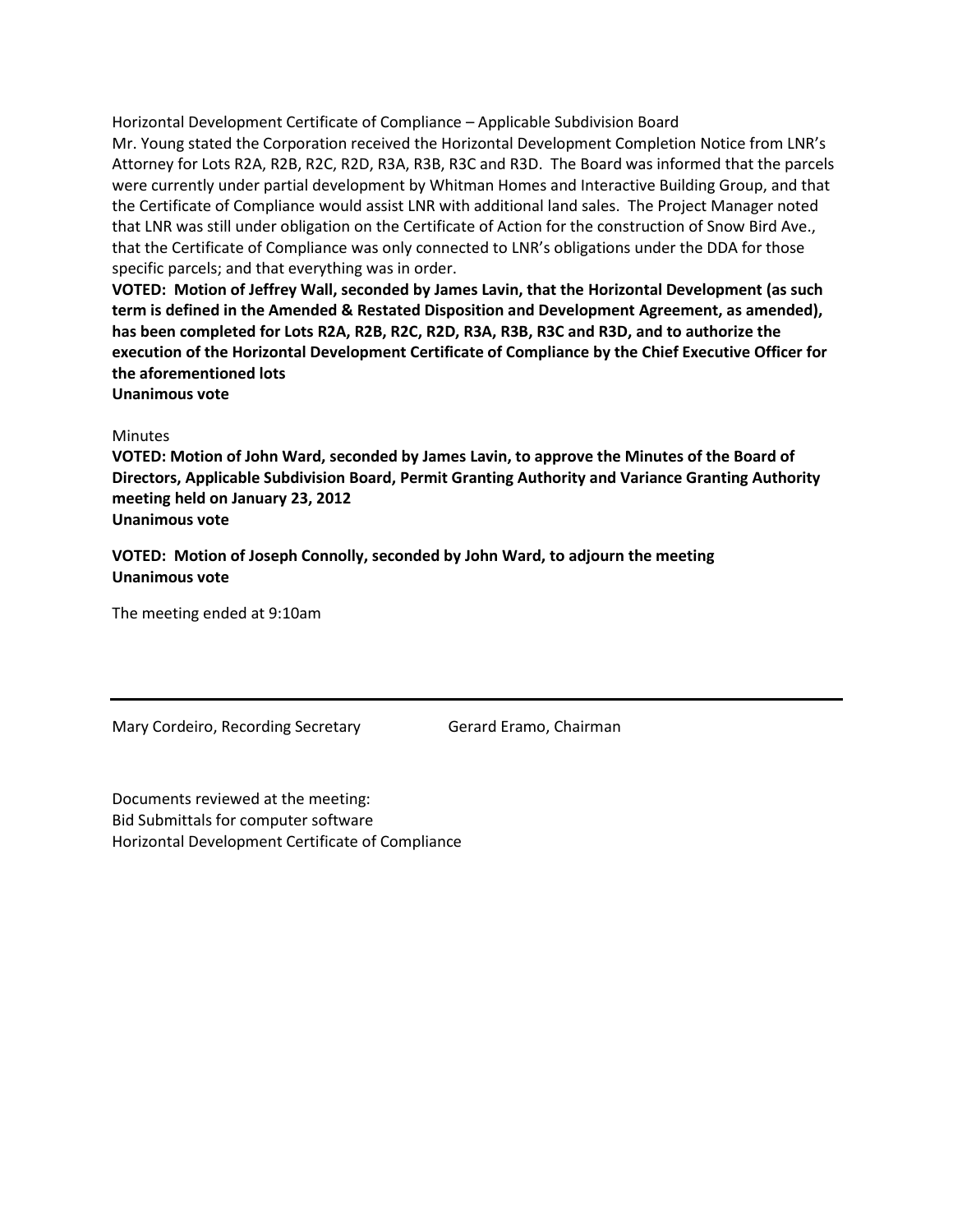Horizontal Development Certificate of Compliance – Applicable Subdivision Board

Mr. Young stated the Corporation received the Horizontal Development Completion Notice from LNR's Attorney for Lots R2A, R2B, R2C, R2D, R3A, R3B, R3C and R3D. The Board was informed that the parcels were currently under partial development by Whitman Homes and Interactive Building Group, and that the Certificate of Compliance would assist LNR with additional land sales. The Project Manager noted that LNR was still under obligation on the Certificate of Action for the construction of Snow Bird Ave., that the Certificate of Compliance was only connected to LNR's obligations under the DDA for those specific parcels; and that everything was in order.

**VOTED: Motion of Jeffrey Wall, seconded by James Lavin, that the Horizontal Development (as such term is defined in the Amended & Restated Disposition and Development Agreement, as amended), has been completed for Lots R2A, R2B, R2C, R2D, R3A, R3B, R3C and R3D, and to authorize the execution of the Horizontal Development Certificate of Compliance by the Chief Executive Officer for the aforementioned lots**
**Unanimous vote**

Minutes

**VOTED: Motion of John Ward, seconded by James Lavin, to approve the Minutes of the Board of Directors, Applicable Subdivision Board, Permit Granting Authority and Variance Granting Authority meeting held on January 23, 2012**
**Unanimous vote**

**VOTED: Motion of Joseph Connolly, seconded by John Ward, to adjourn the meeting**
**Unanimous vote**

The meeting ended at 9:10am

---

Mary Cordeiro, Recording Secretary        Gerard Eramo, Chairman

Documents reviewed at the meeting:
Bid Submittals for computer software
Horizontal Development Certificate of Compliance